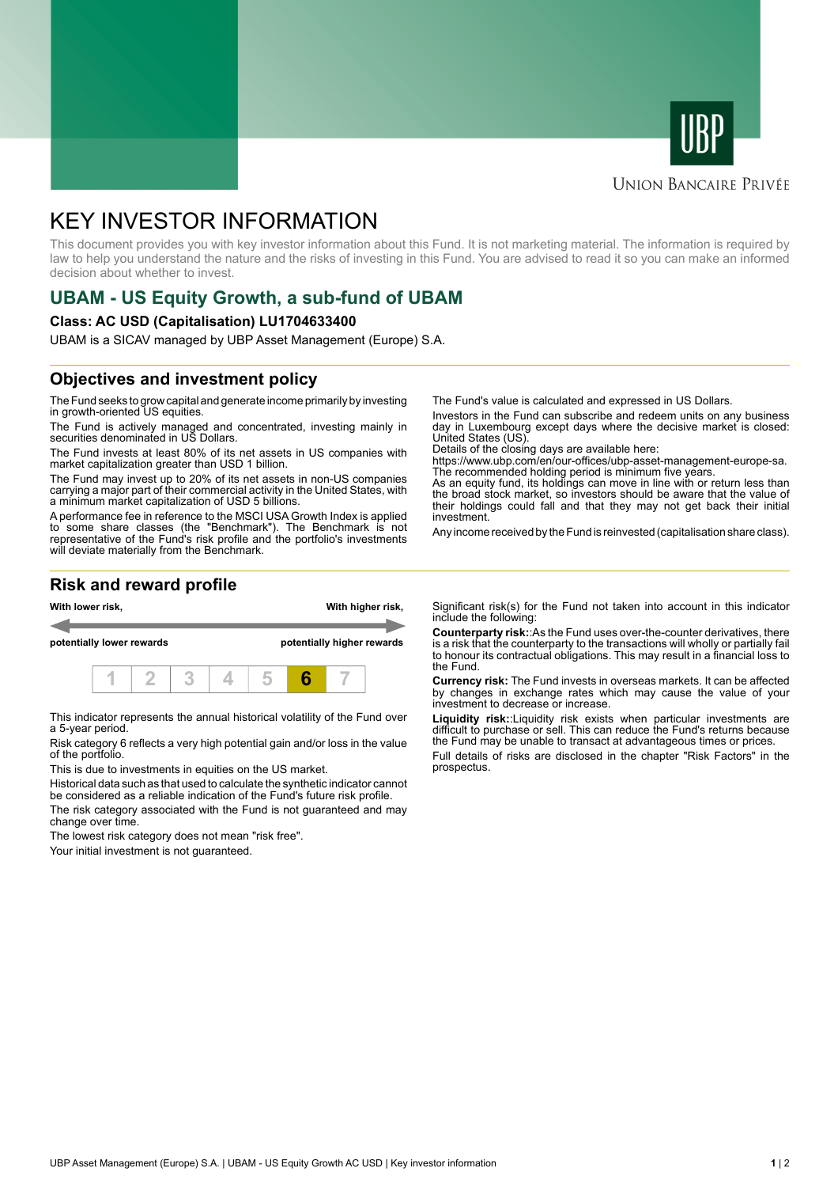# KEY INVESTOR INFORMATION

This document provides you with key investor information about this Fund. It is not marketing material. The information is required by law to help you understand the nature and the risks of investing in this Fund. You are advised to read it so you can make an informed decision about whether to invest.

## UBAM - US Equity Growth, a sub-fund of UBAM

**Class: AC USD (Capitalisation) LU1704633400**

UBAM is a SICAV managed by UBP Asset Management (Europe) S.A.

## Objectives and investment policy

The Fund seeks to grow capital and generate income primarily by investing in growth-oriented US equities.

The Fund is actively managed and concentrated, investing mainly in securities denominated in US Dollars.

The Fund invests at least 80% of its net assets in US companies with market capitalization greater than USD 1 billion.

The Fund may invest up to 20% of its net assets in non-US companies carrying a major part of their commercial activity in the United States, with a minimum market capitalization of USD 5 billions.

A performance fee in reference to the MSCI USA Growth Index is applied to some share classes (the "Benchmark"). The Benchmark is not representative of the Fund's risk profile and the portfolio's investments will deviate materially from the Benchmark.

The Fund's value is calculated and expressed in US Dollars.

Investors in the Fund can subscribe and redeem units on any business day in Luxembourg except days where the decisive market is closed: United States (US).
Details of the closing days are available here:
https://www.ubp.com/en/our-offices/ubp-asset-management-europe-sa.
The recommended holding period is minimum five years.
As an equity fund, its holdings can move in line with or return less than the broad stock market, so investors should be aware that the value of their holdings could fall and that they may not get back their initial investment.

Any income received by the Fund is reinvested (capitalisation share class).

## Risk and reward profile

| With lower risk, potentially lower rewards | | | | | | With higher risk, potentially higher rewards |
|---|---|---|---|---|---|---|
| 1 | 2 | 3 | 4 | 5 | **6** | 7 |

This indicator represents the annual historical volatility of the Fund over a 5-year period.

Risk category 6 reflects a very high potential gain and/or loss in the value of the portfolio.

This is due to investments in equities on the US market.

Historical data such as that used to calculate the synthetic indicator cannot be considered as a reliable indication of the Fund's future risk profile.

The risk category associated with the Fund is not guaranteed and may change over time.

The lowest risk category does not mean "risk free".

Your initial investment is not guaranteed.

Significant risk(s) for the Fund not taken into account in this indicator include the following:

**Counterparty risk:**:As the Fund uses over-the-counter derivatives, there is a risk that the counterparty to the transactions will wholly or partially fail to honour its contractual obligations. This may result in a financial loss to the Fund.

**Currency risk:** The Fund invests in overseas markets. It can be affected by changes in exchange rates which may cause the value of your investment to decrease or increase.

**Liquidity risk:**:Liquidity risk exists when particular investments are difficult to purchase or sell. This can reduce the Fund's returns because the Fund may be unable to transact at advantageous times or prices.

Full details of risks are disclosed in the chapter "Risk Factors" in the prospectus.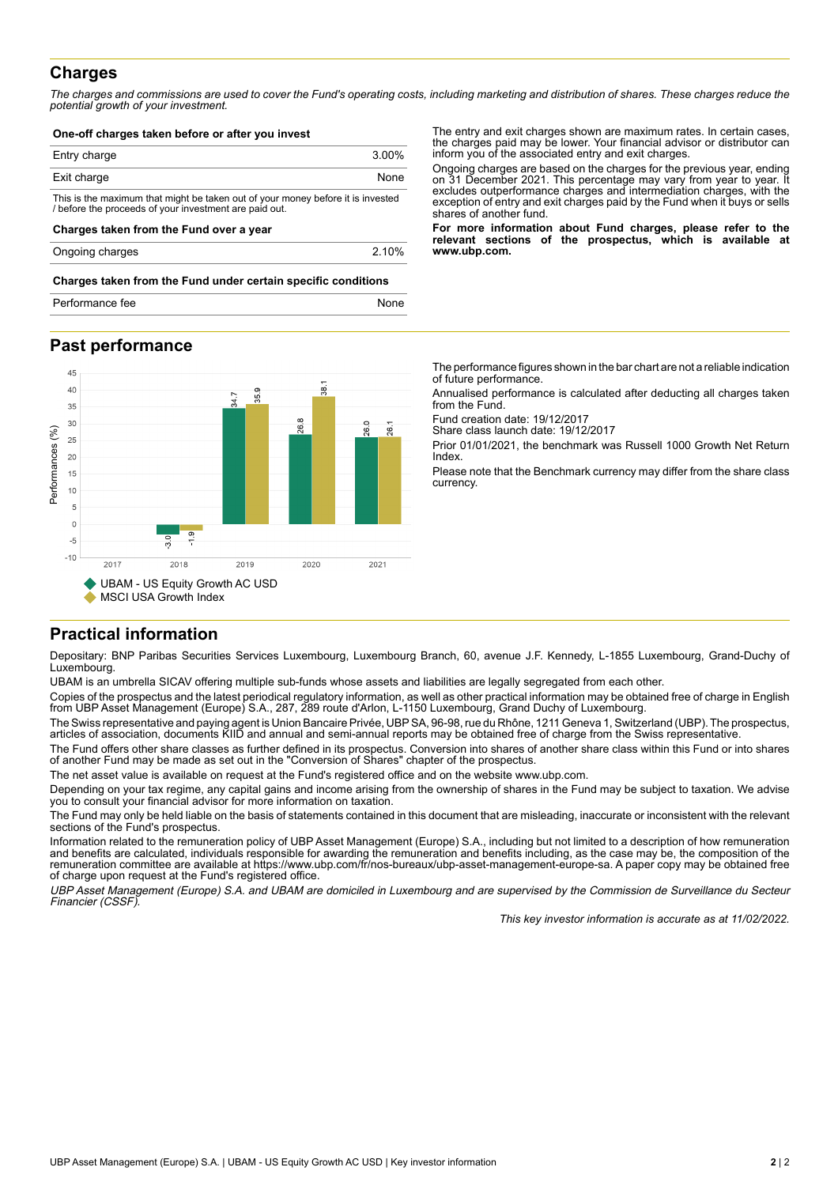## Charges

*The charges and commissions are used to cover the Fund's operating costs, including marketing and distribution of shares. These charges reduce the potential growth of your investment.*

| One-off charges taken before or after you invest | |
|---|---|
| Entry charge | 3.00% |
| Exit charge | None |

This is the maximum that might be taken out of your money before it is invested / before the proceeds of your investment are paid out.

| Charges taken from the Fund over a year | |
|---|---|
| Ongoing charges | 2.10% |

| Charges taken from the Fund under certain specific conditions | |
|---|---|
| Performance fee | None |

The entry and exit charges shown are maximum rates. In certain cases, the charges paid may be lower. Your financial advisor or distributor can inform you of the associated entry and exit charges.

Ongoing charges are based on the charges for the previous year, ending on 31 December 2021. This percentage may vary from year to year. It excludes outperformance charges and intermediation charges, with the exception of entry and exit charges paid by the Fund when it buys or sells shares of another fund.

**For more information about Fund charges, please refer to the relevant sections of the prospectus, which is available at www.ubp.com.**

## Past performance

Performances (%)

45
40
35
30
25
20
15
10
5
0
-5
-10

2017 2018 2019 2020 2021

-3.0 -1.9 34.7 35.9 26.8 38.1 26.0 26.1

UBAM - US Equity Growth AC USD
MSCI USA Growth Index

The performance figures shown in the bar chart are not a reliable indication of future performance.

Annualised performance is calculated after deducting all charges taken from the Fund.

Fund creation date: 19/12/2017
Share class launch date: 19/12/2017

Prior 01/01/2021, the benchmark was Russell 1000 Growth Net Return Index.

Please note that the Benchmark currency may differ from the share class currency.

## Practical information

Depositary: BNP Paribas Securities Services Luxembourg, Luxembourg Branch, 60, avenue J.F. Kennedy, L-1855 Luxembourg, Grand-Duchy of Luxembourg.

UBAM is an umbrella SICAV offering multiple sub-funds whose assets and liabilities are legally segregated from each other.

Copies of the prospectus and the latest periodical regulatory information, as well as other practical information may be obtained free of charge in English from UBP Asset Management (Europe) S.A., 287, 289 route d'Arlon, L-1150 Luxembourg, Grand Duchy of Luxembourg.

The Swiss representative and paying agent is Union Bancaire Privée, UBP SA, 96-98, rue du Rhône, 1211 Geneva 1, Switzerland (UBP). The prospectus, articles of association, documents KIID and annual and semi-annual reports may be obtained free of charge from the Swiss representative.

The Fund offers other share classes as further defined in its prospectus. Conversion into shares of another share class within this Fund or into shares of another Fund may be made as set out in the "Conversion of Shares" chapter of the prospectus.

The net asset value is available on request at the Fund's registered office and on the website www.ubp.com.

Depending on your tax regime, any capital gains and income arising from the ownership of shares in the Fund may be subject to taxation. We advise you to consult your financial advisor for more information on taxation.

The Fund may only be held liable on the basis of statements contained in this document that are misleading, inaccurate or inconsistent with the relevant sections of the Fund's prospectus.

Information related to the remuneration policy of UBP Asset Management (Europe) S.A., including but not limited to a description of how remuneration and benefits are calculated, individuals responsible for awarding the remuneration and benefits including, as the case may be, the composition of the remuneration committee are available at https://www.ubp.com/fr/nos-bureaux/ubp-asset-management-europe-sa. A paper copy may be obtained free of charge upon request at the Fund's registered office.

*UBP Asset Management (Europe) S.A. and UBAM are domiciled in Luxembourg and are supervised by the Commission de Surveillance du Secteur Financier (CSSF).*

*This key investor information is accurate as at 11/02/2022.*